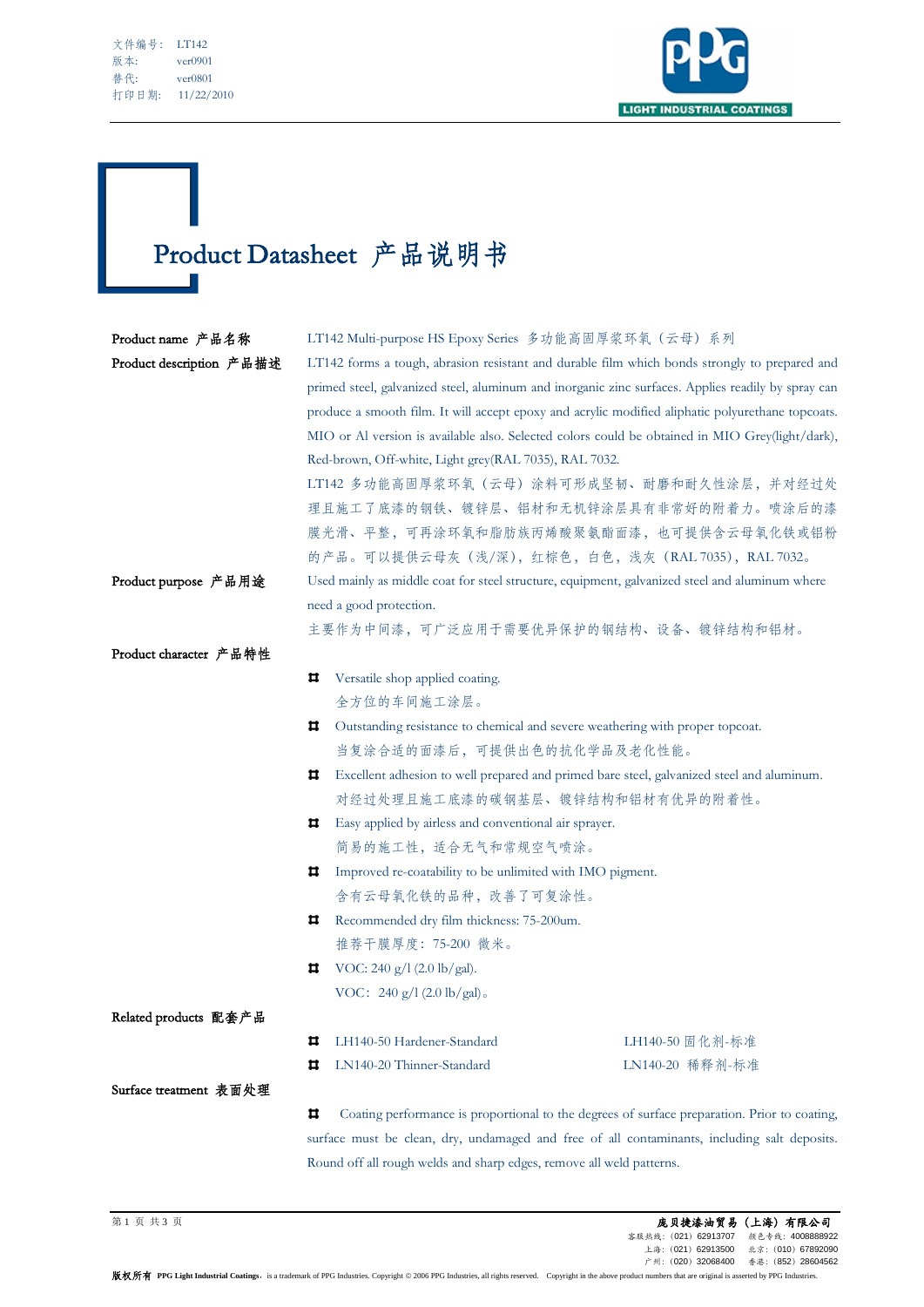文件编号： LT142
版本： ver0901
替代： ver0801
打印日期： 11/22/2010

# Product Datasheet 产品说明书

**Product name 产品名称**

LT142 Multi-purpose HS Epoxy Series 多功能高固厚浆环氧（云母）系列

**Product description 产品描述**

LT142 forms a tough, abrasion resistant and durable film which bonds strongly to prepared and primed steel, galvanized steel, aluminum and inorganic zinc surfaces. Applies readily by spray can produce a smooth film. It will accept epoxy and acrylic modified aliphatic polyurethane topcoats. MIO or Al version is available also. Selected colors could be obtained in MIO Grey(light/dark), Red-brown, Off-white, Light grey(RAL 7035), RAL 7032.

LT142 多功能高固厚浆环氧（云母）涂料可形成坚韧、耐磨和耐久性涂层，并对经过处理且施工了底漆的钢铁、镀锌层、铝材和无机锌涂层具有非常好的附着力。喷涂后的漆膜光滑、平整，可再涂环氧和脂肪族丙烯酸聚氨酯面漆，也可提供含云母氧化铁或铝粉的产品。可以提供云母灰（浅/深），红棕色，白色，浅灰（RAL 7035），RAL 7032。

**Product purpose 产品用途**

Used mainly as middle coat for steel structure, equipment, galvanized steel and aluminum where need a good protection.

主要作为中间漆，可广泛应用于需要优异保护的钢结构、设备、镀锌结构和铝材。

**Product character 产品特性**

- Versatile shop applied coating.
  全方位的车间施工涂层。
- Outstanding resistance to chemical and severe weathering with proper topcoat.
  当复涂合适的面漆后，可提供出色的抗化学品及老化性能。
- Excellent adhesion to well prepared and primed bare steel, galvanized steel and aluminum.
  对经过处理且施工底漆的碳钢基层、镀锌结构和铝材有优异的附着性。
- Easy applied by airless and conventional air sprayer.
  简易的施工性，适合无气和常规空气喷涂。
- Improved re-coatability to be unlimited with IMO pigment.
  含有云母氧化铁的品种，改善了可复涂性。
- Recommended dry film thickness: 75-200um.
  推荐干膜厚度：75-200 微米。
- VOC: 240 g/l (2.0 lb/gal).
  VOC：240 g/l (2.0 lb/gal)。

**Related products 配套产品**

- LH140-50 Hardener-Standard　　LH140-50 固化剂-标准
- LN140-20 Thinner-Standard　　LN140-20 稀释剂-标准

**Surface treatment 表面处理**

- Coating performance is proportional to the degrees of surface preparation. Prior to coating, surface must be clean, dry, undamaged and free of all contaminants, including salt deposits. Round off all rough welds and sharp edges, remove all weld patterns.

庞贝捷漆油贸易（上海）有限公司
客服热线：（021）62913707　颜色专线：4008888922
上海：（021）62913500　北京：（010）67892090
广州：（020）32068400　香港：（852）28604562

版权所有 PPG Light Industrial Coatings，is a trademark of PPG Industries. Copyright © 2006 PPG Industries, all rights reserved. Copyright in the above product numbers that are original is asserted by PPG Industries.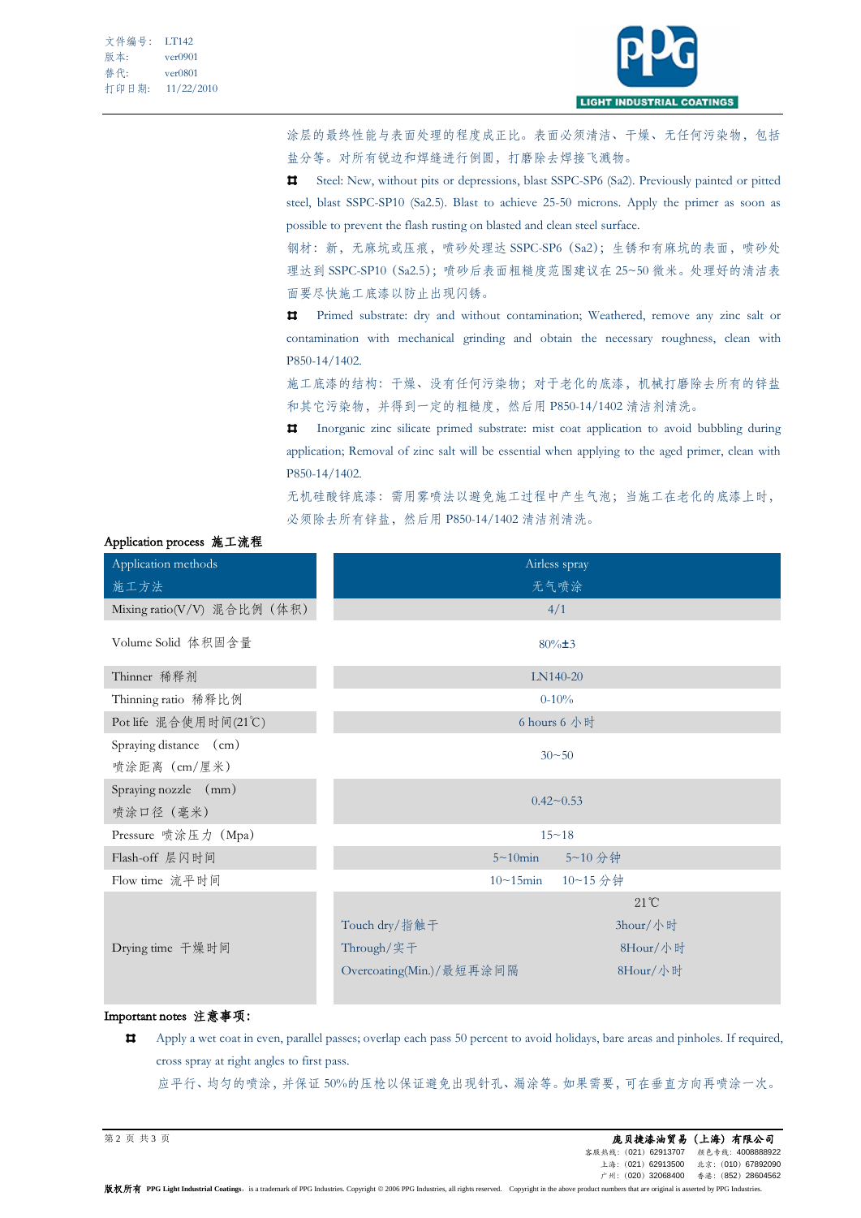涂层的最终性能与表面处理的程度成正比。表面必须清洁、干燥、无任何污染物，包括盐分等。对所有锐边和焊缝进行倒圆，打磨除去焊接飞溅物。

- Steel: New, without pits or depressions, blast SSPC-SP6 (Sa2). Previously painted or pitted steel, blast SSPC-SP10 (Sa2.5). Blast to achieve 25-50 microns. Apply the primer as soon as possible to prevent the flash rusting on blasted and clean steel surface.
  钢材：新，无麻坑或压痕，喷砂处理达 SSPC-SP6（Sa2）；生锈和有麻坑的表面，喷砂处理达到 SSPC-SP10（Sa2.5）；喷砂后表面粗糙度范围建议在 25~50 微米。处理好的清洁表面要尽快施工底漆以防止出现闪锈。
- Primed substrate: dry and without contamination; Weathered, remove any zinc salt or contamination with mechanical grinding and obtain the necessary roughness, clean with P850-14/1402.
  施工底漆的结构：干燥、没有任何污染物；对于老化的底漆，机械打磨除去所有的锌盐和其它污染物，并得到一定的粗糙度，然后用 P850-14/1402 清洁剂清洗。
- Inorganic zinc silicate primed substrate: mist coat application to avoid bubbling during application; Removal of zinc salt will be essential when applying to the aged primer, clean with P850-14/1402.
  无机硅酸锌底漆：需用雾喷法以避免施工过程中产生气泡；当施工在老化的底漆上时，必须除去所有锌盐，然后用 P850-14/1402 清洁剂清洗。

**Application process 施工流程**

| Application methods 施工方法 | Airless spray 无气喷涂 | |
|---|---|---|
| Mixing ratio(V/V) 混合比例（体积） | 4/1 | |
| Volume Solid 体积固含量 | 80%±3 | |
| Thinner 稀释剂 | LN140-20 | |
| Thinning ratio 稀释比例 | 0-10% | |
| Pot life 混合使用时间(21℃) | 6 hours 6 小时 | |
| Spraying distance (cm) 喷涂距离（cm/厘米） | 30~50 | |
| Spraying nozzle (mm) 喷涂口径（毫米） | 0.42~0.53 | |
| Pressure 喷涂压力（Mpa） | 15~18 | |
| Flash-off 层闪时间 | 5~10min 5~10 分钟 | |
| Flow time 流平时间 | 10~15min 10~15 分钟 | |
| Drying time 干燥时间 | | 21℃ |
| | Touch dry/指触干 | 3hour/小时 |
| | Through/实干 | 8Hour/小时 |
| | Overcoating(Min.)/最短再涂间隔 | 8Hour/小时 |

**Important notes 注意事项：**

- Apply a wet coat in even, parallel passes; overlap each pass 50 percent to avoid holidays, bare areas and pinholes. If required, cross spray at right angles to first pass.
  应平行、均匀的喷涂，并保证 50%的压枪以保证避免出现针孔、漏涂等。如果需要，可在垂直方向再喷涂一次。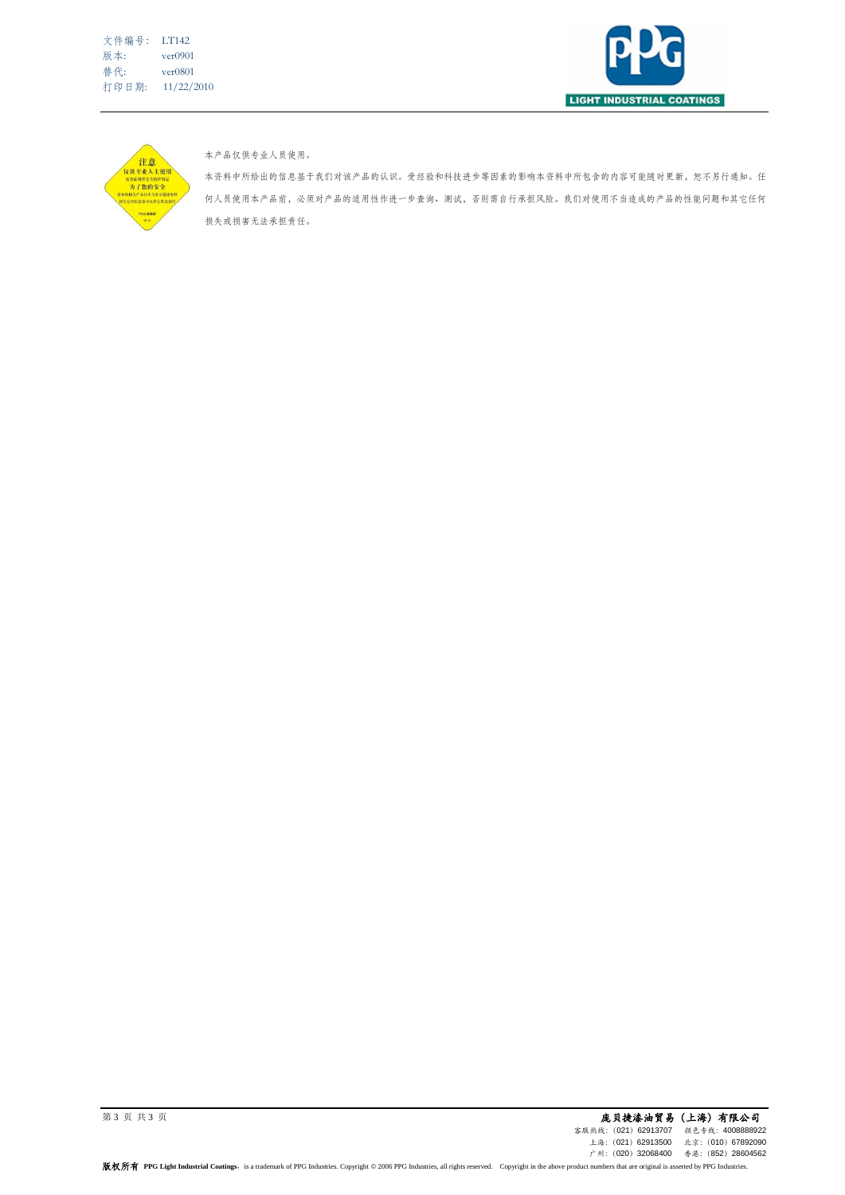本产品仅供专业人员使用。

本资料中所给出的信息基于我们对该产品的认识。受经验和科技进步等因素的影响本资料中所包含的内容可能随时更新，恕不另行通知。任何人员使用本产品前，必须对产品的适用性作进一步查询、测试，否则需自行承担风险。我们对使用不当造成的产品的性能问题和其它任何损失或损害无法承担责任。

**庞贝捷漆油贸易（上海）有限公司**

客服热线：（021）62913707　颜色专线：4008888922

上海：（021）62913500　北京：（010）67892090

广州：（020）32068400　香港：（852）28604562

**版权所有** **PPG Light Industrial Coatings**，is a trademark of PPG Industries. Copyright © 2006 PPG Industries, all rights reserved. Copyright in the above product numbers that are original is asserted by PPG Industries.